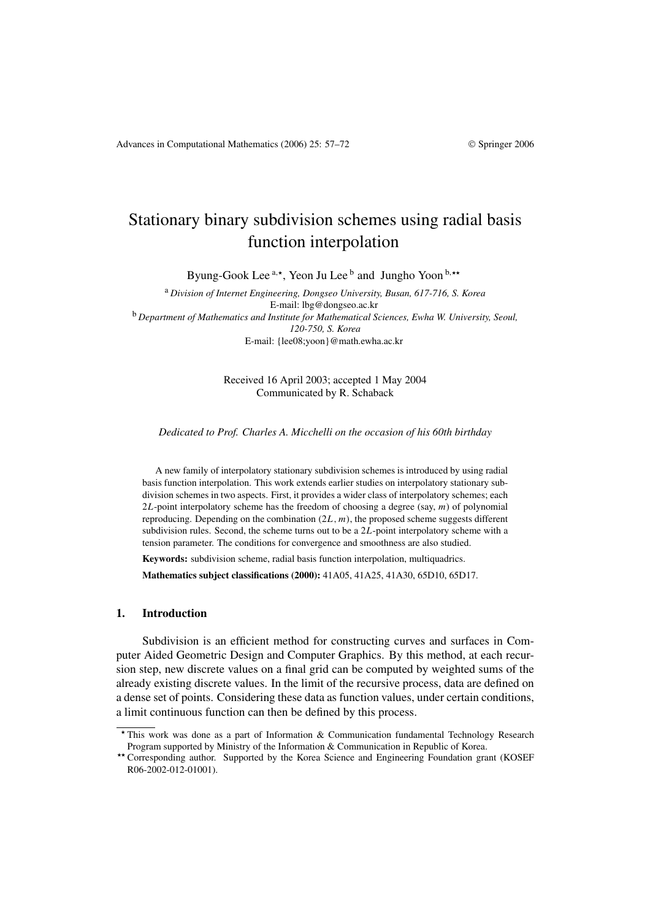# Stationary binary subdivision schemes using radial basis function interpolation

Byung-Gook Lee [a,⋆], Yeon Ju Lee [b] and Jungho Yoon [b,⋆⋆]

[a] *Division of Internet Engineering, Dongseo University, Busan, 617-716, S. Korea*
E-mail: lbg@dongseo.ac.kr

[b] *Department of Mathematics and Institute for Mathematical Sciences, Ewha W. University, Seoul, 120-750, S. Korea*
E-mail: {lee08;yoon}@math.ewha.ac.kr

Received 16 April 2003; accepted 1 May 2004
Communicated by R. Schaback

*Dedicated to Prof. Charles A. Micchelli on the occasion of his 60th birthday*

A new family of interpolatory stationary subdivision schemes is introduced by using radial basis function interpolation. This work extends earlier studies on interpolatory stationary subdivision schemes in two aspects. First, it provides a wider class of interpolatory schemes; each $2L$-point interpolatory scheme has the freedom of choosing a degree (say, $m$) of polynomial reproducing. Depending on the combination $(2L, m)$, the proposed scheme suggests different subdivision rules. Second, the scheme turns out to be a $2L$-point interpolatory scheme with a tension parameter. The conditions for convergence and smoothness are also studied.

**Keywords:** subdivision scheme, radial basis function interpolation, multiquadrics.

**Mathematics subject classifications (2000):** 41A05, 41A25, 41A30, 65D10, 65D17.

## 1. Introduction

Subdivision is an efficient method for constructing curves and surfaces in Computer Aided Geometric Design and Computer Graphics. By this method, at each recursion step, new discrete values on a final grid can be computed by weighted sums of the already existing discrete values. In the limit of the recursive process, data are defined on a dense set of points. Considering these data as function values, under certain conditions, a limit continuous function can then be defined by this process.

⋆ This work was done as a part of Information & Communication fundamental Technology Research Program supported by Ministry of the Information & Communication in Republic of Korea.

⋆⋆ Corresponding author. Supported by the Korea Science and Engineering Foundation grant (KOSEF R06-2002-012-01001).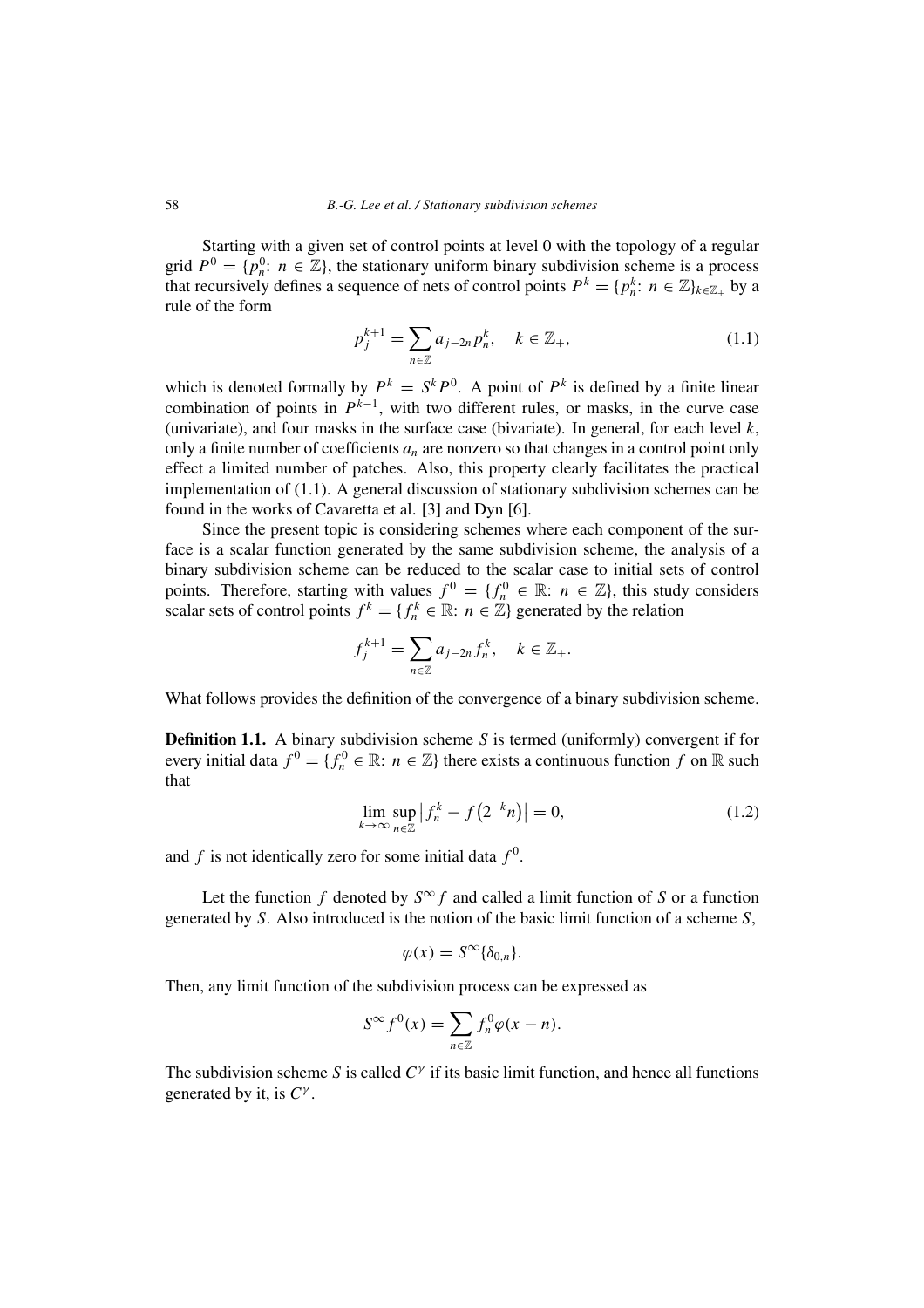Starting with a given set of control points at level 0 with the topology of a regular grid $P^0 = \{p_n^0: n \in \mathbb{Z}\}$, the stationary uniform binary subdivision scheme is a process that recursively defines a sequence of nets of control points $P^k = \{p_n^k: n \in \mathbb{Z}\}_{k \in \mathbb{Z}_+}$ by a rule of the form

$$p_j^{k+1} = \sum_{n \in \mathbb{Z}} a_{j-2n} p_n^k, \quad k \in \mathbb{Z}_+, \tag{1.1}$$

which is denoted formally by $P^k = S^k P^0$. A point of $P^k$ is defined by a finite linear combination of points in $P^{k-1}$, with two different rules, or masks, in the curve case (univariate), and four masks in the surface case (bivariate). In general, for each level $k$, only a finite number of coefficients $a_n$ are nonzero so that changes in a control point only effect a limited number of patches. Also, this property clearly facilitates the practical implementation of (1.1). A general discussion of stationary subdivision schemes can be found in the works of Cavaretta et al. [3] and Dyn [6].

Since the present topic is considering schemes where each component of the surface is a scalar function generated by the same subdivision scheme, the analysis of a binary subdivision scheme can be reduced to the scalar case to initial sets of control points. Therefore, starting with values $f^0 = \{f_n^0 \in \mathbb{R}: n \in \mathbb{Z}\}$, this study considers scalar sets of control points $f^k = \{f_n^k \in \mathbb{R}: n \in \mathbb{Z}\}$ generated by the relation

$$f_j^{k+1} = \sum_{n \in \mathbb{Z}} a_{j-2n} f_n^k, \quad k \in \mathbb{Z}_+.$$

What follows provides the definition of the convergence of a binary subdivision scheme.

**Definition 1.1.** A binary subdivision scheme $S$ is termed (uniformly) convergent if for every initial data $f^0 = \{f_n^0 \in \mathbb{R}: n \in \mathbb{Z}\}$ there exists a continuous function $f$ on $\mathbb{R}$ such that

$$\lim_{k \to \infty} \sup_{n \in \mathbb{Z}} \left| f_n^k - f\left(2^{-k} n\right) \right| = 0, \tag{1.2}$$

and $f$ is not identically zero for some initial data $f^0$.

Let the function $f$ denoted by $S^\infty f$ and called a limit function of $S$ or a function generated by $S$. Also introduced is the notion of the basic limit function of a scheme $S$,

$$\varphi(x) = S^\infty \{\delta_{0,n}\}.$$

Then, any limit function of the subdivision process can be expressed as

$$S^\infty f^0(x) = \sum_{n \in \mathbb{Z}} f_n^0 \varphi(x - n).$$

The subdivision scheme $S$ is called $C^\gamma$ if its basic limit function, and hence all functions generated by it, is $C^\gamma$.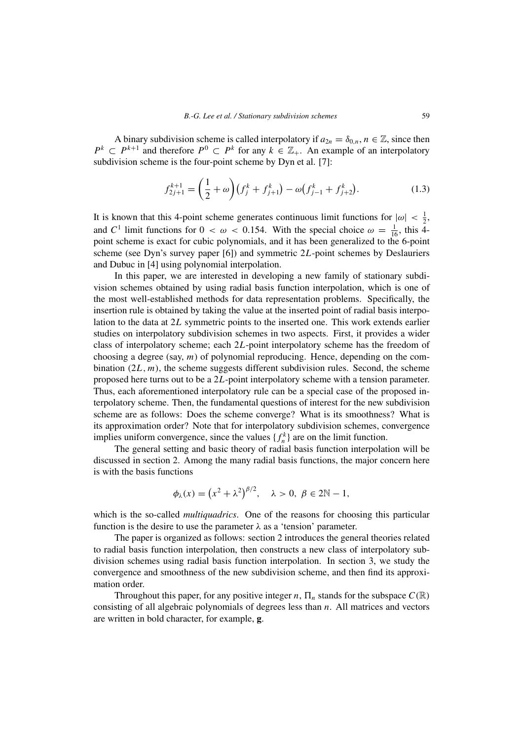A binary subdivision scheme is called interpolatory if $a_{2n} = \delta_{0,n}$, $n \in \mathbb{Z}$, since then $P^k \subset P^{k+1}$ and therefore $P^0 \subset P^k$ for any $k \in \mathbb{Z}_+$. An example of an interpolatory subdivision scheme is the four-point scheme by Dyn et al. [7]:

$$f_{2j+1}^{k+1} = \left(\frac{1}{2} + \omega\right)\left(f_j^k + f_{j+1}^k\right) - \omega\left(f_{j-1}^k + f_{j+2}^k\right). \tag{1.3}$$

It is known that this 4-point scheme generates continuous limit functions for $|\omega| < \frac{1}{2}$, and $C^1$ limit functions for $0 < \omega < 0.154$. With the special choice $\omega = \frac{1}{16}$, this 4-point scheme is exact for cubic polynomials, and it has been generalized to the 6-point scheme (see Dyn's survey paper [6]) and symmetric $2L$-point schemes by Deslauriers and Dubuc in [4] using polynomial interpolation.

In this paper, we are interested in developing a new family of stationary subdivision schemes obtained by using radial basis function interpolation, which is one of the most well-established methods for data representation problems. Specifically, the insertion rule is obtained by taking the value at the inserted point of radial basis interpolation to the data at $2L$ symmetric points to the inserted one. This work extends earlier studies on interpolatory subdivision schemes in two aspects. First, it provides a wider class of interpolatory scheme; each $2L$-point interpolatory scheme has the freedom of choosing a degree (say, $m$) of polynomial reproducing. Hence, depending on the combination $(2L, m)$, the scheme suggests different subdivision rules. Second, the scheme proposed here turns out to be a $2L$-point interpolatory scheme with a tension parameter. Thus, each aforementioned interpolatory rule can be a special case of the proposed interpolatory scheme. Then, the fundamental questions of interest for the new subdivision scheme are as follows: Does the scheme converge? What is its smoothness? What is its approximation order? Note that for interpolatory subdivision schemes, convergence implies uniform convergence, since the values $\{f_n^k\}$ are on the limit function.

The general setting and basic theory of radial basis function interpolation will be discussed in section 2. Among the many radial basis functions, the major concern here is with the basis functions

$$\phi_\lambda(x) = \left(x^2 + \lambda^2\right)^{\beta/2}, \quad \lambda > 0,\ \beta \in 2\mathbb{N} - 1,$$

which is the so-called *multiquadrics*. One of the reasons for choosing this particular function is the desire to use the parameter $\lambda$ as a 'tension' parameter.

The paper is organized as follows: section 2 introduces the general theories related to radial basis function interpolation, then constructs a new class of interpolatory subdivision schemes using radial basis function interpolation. In section 3, we study the convergence and smoothness of the new subdivision scheme, and then find its approximation order.

Throughout this paper, for any positive integer $n$, $\Pi_n$ stands for the subspace $C(\mathbb{R})$ consisting of all algebraic polynomials of degrees less than $n$. All matrices and vectors are written in bold character, for example, $\mathbf{g}$.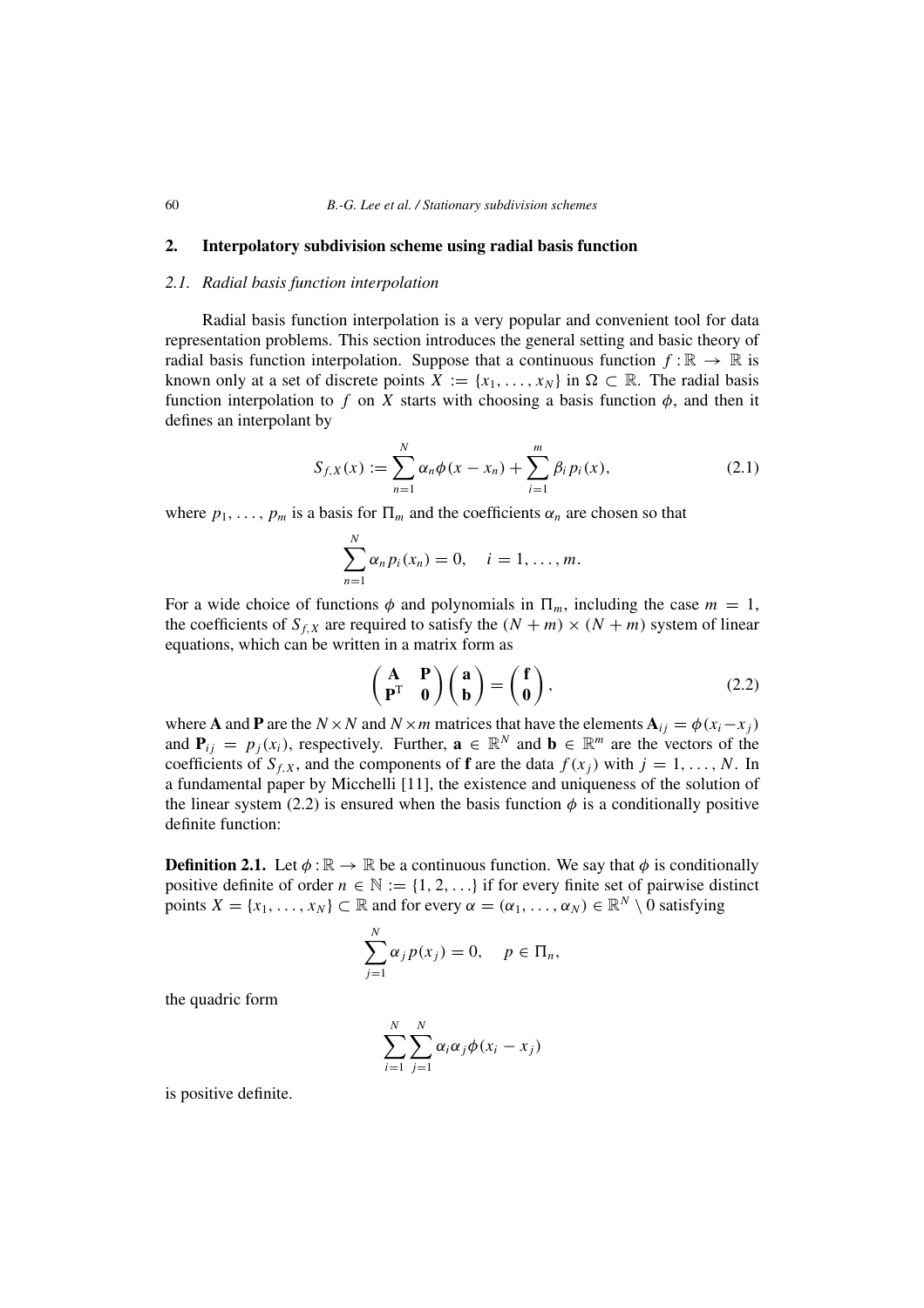## 2. Interpolatory subdivision scheme using radial basis function

### 2.1. Radial basis function interpolation

Radial basis function interpolation is a very popular and convenient tool for data representation problems. This section introduces the general setting and basic theory of radial basis function interpolation. Suppose that a continuous function $f:\mathbb{R}\to\mathbb{R}$ is known only at a set of discrete points $X := \{x_1,\ldots,x_N\}$ in $\Omega\subset\mathbb{R}$. The radial basis function interpolation to $f$ on $X$ starts with choosing a basis function $\phi$, and then it defines an interpolant by

$$S_{f,X}(x) := \sum_{n=1}^{N}\alpha_n\phi(x-x_n)+\sum_{i=1}^{m}\beta_i p_i(x), \tag{2.1}$$

where $p_1,\ldots,p_m$ is a basis for $\Pi_m$ and the coefficients $\alpha_n$ are chosen so that

$$\sum_{n=1}^{N}\alpha_n p_i(x_n)=0,\quad i=1,\ldots,m.$$

For a wide choice of functions $\phi$ and polynomials in $\Pi_m$, including the case $m=1$, the coefficients of $S_{f,X}$ are required to satisfy the $(N+m)\times(N+m)$ system of linear equations, which can be written in a matrix form as

$$\begin{pmatrix}\mathbf{A} & \mathbf{P}\\ \mathbf{P}^{\mathrm{T}} & \mathbf{0}\end{pmatrix}\begin{pmatrix}\mathbf{a}\\ \mathbf{b}\end{pmatrix}=\begin{pmatrix}\mathbf{f}\\ \mathbf{0}\end{pmatrix}, \tag{2.2}$$

where $\mathbf{A}$ and $\mathbf{P}$ are the $N\times N$ and $N\times m$ matrices that have the elements $\mathbf{A}_{ij}=\phi(x_i-x_j)$ and $\mathbf{P}_{ij}=p_j(x_i)$, respectively. Further, $\mathbf{a}\in\mathbb{R}^N$ and $\mathbf{b}\in\mathbb{R}^m$ are the vectors of the coefficients of $S_{f,X}$, and the components of $\mathbf{f}$ are the data $f(x_j)$ with $j=1,\ldots,N$. In a fundamental paper by Micchelli [11], the existence and uniqueness of the solution of the linear system (2.2) is ensured when the basis function $\phi$ is a conditionally positive definite function:

**Definition 2.1.** Let $\phi:\mathbb{R}\to\mathbb{R}$ be a continuous function. We say that $\phi$ is conditionally positive definite of order $n\in\mathbb{N}:=\{1,2,\ldots\}$ if for every finite set of pairwise distinct points $X=\{x_1,\ldots,x_N\}\subset\mathbb{R}$ and for every $\alpha=(\alpha_1,\ldots,\alpha_N)\in\mathbb{R}^N\setminus 0$ satisfying

$$\sum_{j=1}^{N}\alpha_j p(x_j)=0,\quad p\in\Pi_n,$$

the quadric form

$$\sum_{i=1}^{N}\sum_{j=1}^{N}\alpha_i\alpha_j\phi(x_i-x_j)$$

is positive definite.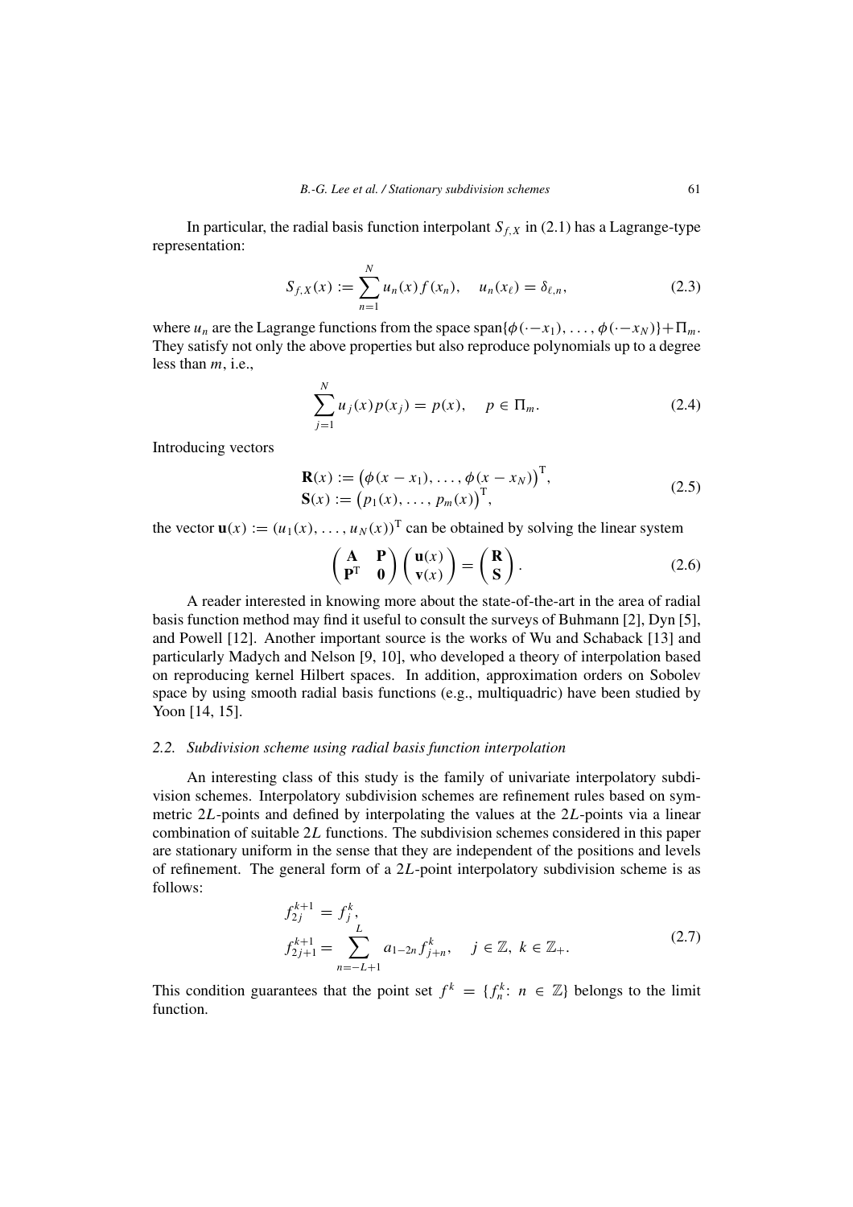In particular, the radial basis function interpolant $S_{f,X}$ in (2.1) has a Lagrange-type representation:

$$S_{f,X}(x) := \sum_{n=1}^{N} u_n(x) f(x_n), \quad u_n(x_\ell) = \delta_{\ell,n}, \tag{2.3}$$

where $u_n$ are the Lagrange functions from the space $\text{span}\{\phi(\cdot - x_1), \dots, \phi(\cdot - x_N)\} + \Pi_m$. They satisfy not only the above properties but also reproduce polynomials up to a degree less than $m$, i.e.,

$$\sum_{j=1}^{N} u_j(x) p(x_j) = p(x), \quad p \in \Pi_m. \tag{2.4}$$

Introducing vectors

$$\begin{aligned} \mathbf{R}(x) &:= \big(\phi(x - x_1), \dots, \phi(x - x_N)\big)^{\mathrm{T}}, \\ \mathbf{S}(x) &:= \big(p_1(x), \dots, p_m(x)\big)^{\mathrm{T}}, \end{aligned} \tag{2.5}$$

the vector $\mathbf{u}(x) := (u_1(x), \dots, u_N(x))^{\mathrm{T}}$ can be obtained by solving the linear system

$$\begin{pmatrix} \mathbf{A} & \mathbf{P} \\ \mathbf{P}^{\mathrm{T}} & \mathbf{0} \end{pmatrix} \begin{pmatrix} \mathbf{u}(x) \\ \mathbf{v}(x) \end{pmatrix} = \begin{pmatrix} \mathbf{R} \\ \mathbf{S} \end{pmatrix}. \tag{2.6}$$

A reader interested in knowing more about the state-of-the-art in the area of radial basis function method may find it useful to consult the surveys of Buhmann [2], Dyn [5], and Powell [12]. Another important source is the works of Wu and Schaback [13] and particularly Madych and Nelson [9, 10], who developed a theory of interpolation based on reproducing kernel Hilbert spaces. In addition, approximation orders on Sobolev space by using smooth radial basis functions (e.g., multiquadric) have been studied by Yoon [14, 15].

### *2.2. Subdivision scheme using radial basis function interpolation*

An interesting class of this study is the family of univariate interpolatory subdivision schemes. Interpolatory subdivision schemes are refinement rules based on symmetric $2L$-points and defined by interpolating the values at the $2L$-points via a linear combination of suitable $2L$ functions. The subdivision schemes considered in this paper are stationary uniform in the sense that they are independent of the positions and levels of refinement. The general form of a $2L$-point interpolatory subdivision scheme is as follows:

$$\begin{aligned} f_{2j}^{k+1} &= f_j^k, \\ f_{2j+1}^{k+1} &= \sum_{n=-L+1}^{L} a_{1-2n} f_{j+n}^k, \quad j \in \mathbb{Z},\ k \in \mathbb{Z}_+. \end{aligned} \tag{2.7}$$

This condition guarantees that the point set $f^k = \{f_n^k\colon n \in \mathbb{Z}\}$ belongs to the limit function.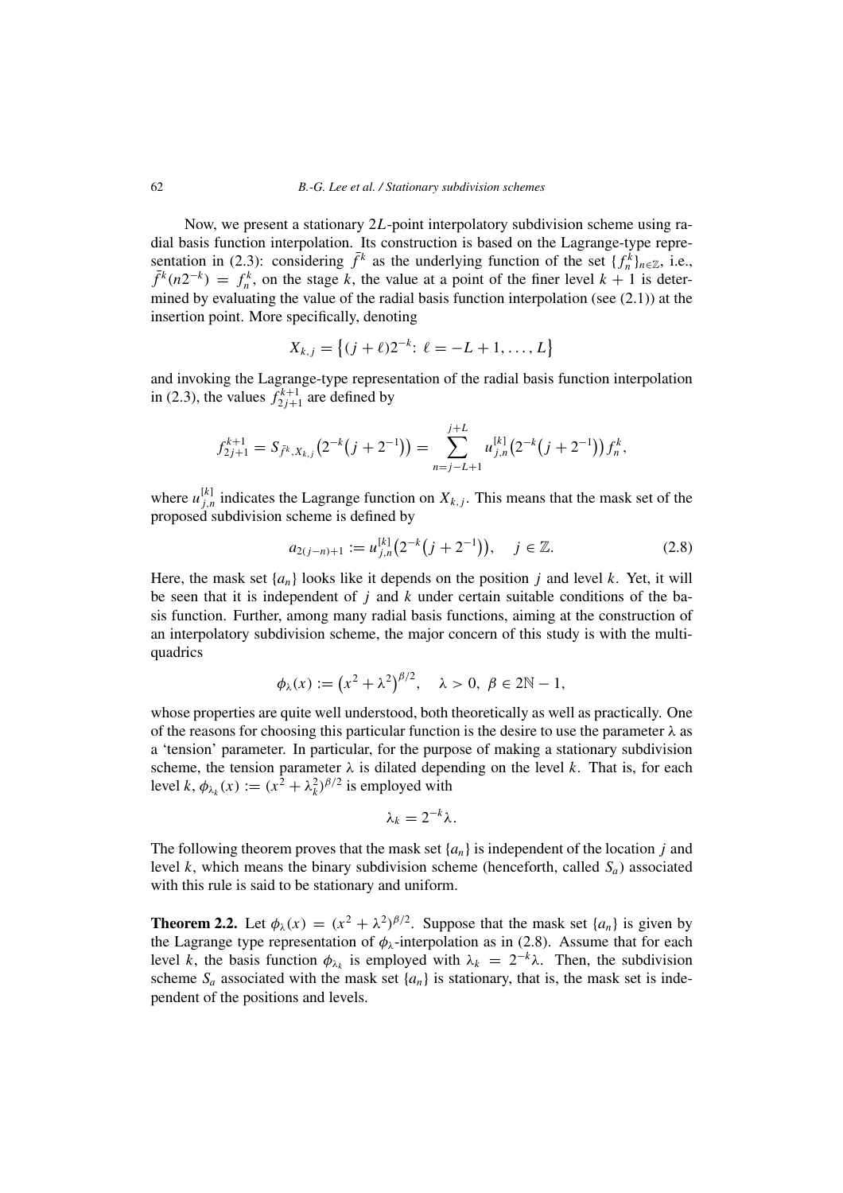Now, we present a stationary $2L$-point interpolatory subdivision scheme using radial basis function interpolation. Its construction is based on the Lagrange-type representation in (2.3): considering $\bar{f}^k$ as the underlying function of the set $\{f_n^k\}_{n\in\mathbb{Z}}$, i.e., $\bar{f}^k(n2^{-k}) = f_n^k$, on the stage $k$, the value at a point of the finer level $k+1$ is determined by evaluating the value of the radial basis function interpolation (see (2.1)) at the insertion point. More specifically, denoting

$$X_{k,j} = \{(j+\ell)2^{-k}\colon \ell = -L+1, \ldots, L\}$$

and invoking the Lagrange-type representation of the radial basis function interpolation in (2.3), the values $f_{2j+1}^{k+1}$ are defined by

$$f_{2j+1}^{k+1} = S_{\bar{f}^k, X_{k,j}}\big(2^{-k}\big(j+2^{-1}\big)\big) = \sum_{n=j-L+1}^{j+L} u_{j,n}^{[k]}\big(2^{-k}\big(j+2^{-1}\big)\big) f_n^k,$$

where $u_{j,n}^{[k]}$ indicates the Lagrange function on $X_{k,j}$. This means that the mask set of the proposed subdivision scheme is defined by

$$a_{2(j-n)+1} := u_{j,n}^{[k]}\big(2^{-k}\big(j+2^{-1}\big)\big), \quad j \in \mathbb{Z}. \tag{2.8}$$

Here, the mask set $\{a_n\}$ looks like it depends on the position $j$ and level $k$. Yet, it will be seen that it is independent of $j$ and $k$ under certain suitable conditions of the basis function. Further, among many radial basis functions, aiming at the construction of an interpolatory subdivision scheme, the major concern of this study is with the multiquadrics

$$\phi_\lambda(x) := \big(x^2 + \lambda^2\big)^{\beta/2}, \quad \lambda > 0,\ \beta \in 2\mathbb{N} - 1,$$

whose properties are quite well understood, both theoretically as well as practically. One of the reasons for choosing this particular function is the desire to use the parameter $\lambda$ as a 'tension' parameter. In particular, for the purpose of making a stationary subdivision scheme, the tension parameter $\lambda$ is dilated depending on the level $k$. That is, for each level $k$, $\phi_{\lambda_k}(x) := (x^2 + \lambda_k^2)^{\beta/2}$ is employed with

$$\lambda_k = 2^{-k}\lambda.$$

The following theorem proves that the mask set $\{a_n\}$ is independent of the location $j$ and level $k$, which means the binary subdivision scheme (henceforth, called $S_a$) associated with this rule is said to be stationary and uniform.

**Theorem 2.2.** Let $\phi_\lambda(x) = (x^2 + \lambda^2)^{\beta/2}$. Suppose that the mask set $\{a_n\}$ is given by the Lagrange type representation of $\phi_\lambda$-interpolation as in (2.8). Assume that for each level $k$, the basis function $\phi_{\lambda_k}$ is employed with $\lambda_k = 2^{-k}\lambda$. Then, the subdivision scheme $S_a$ associated with the mask set $\{a_n\}$ is stationary, that is, the mask set is independent of the positions and levels.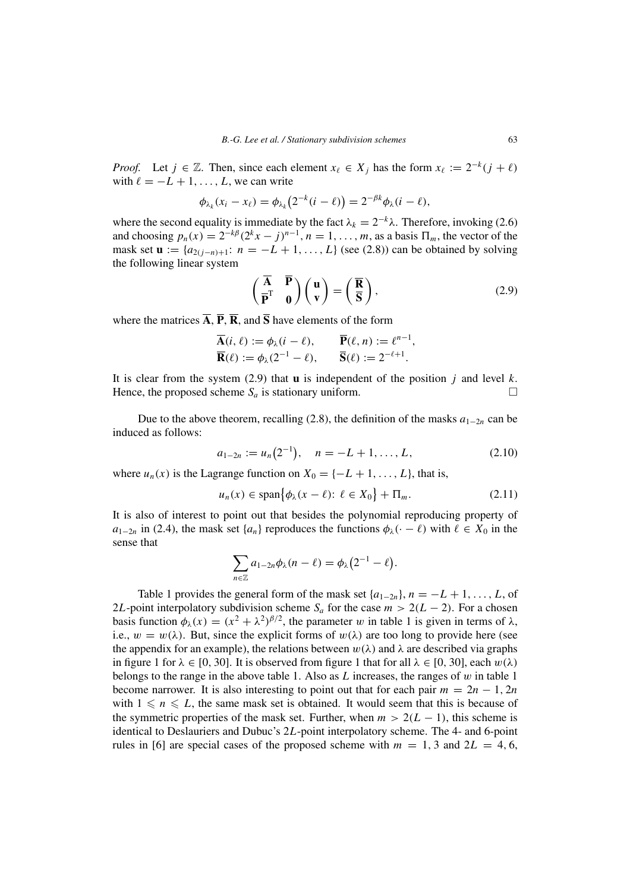*Proof.* Let $j \in \mathbb{Z}$. Then, since each element $x_\ell \in X_j$ has the form $x_\ell := 2^{-k}(j + \ell)$ with $\ell = -L+1, \ldots, L$, we can write

$$\phi_{\lambda_k}(x_i - x_\ell) = \phi_{\lambda_k}\big(2^{-k}(i - \ell)\big) = 2^{-\beta k}\phi_\lambda(i - \ell),$$

where the second equality is immediate by the fact $\lambda_k = 2^{-k}\lambda$. Therefore, invoking (2.6) and choosing $p_n(x) = 2^{-k\beta}(2^k x - j)^{n-1}$, $n = 1, \ldots, m$, as a basis $\Pi_m$, the vector of the mask set $\mathbf{u} := \{a_{2(j-n)+1}\colon\ n = -L+1, \ldots, L\}$ (see (2.8)) can be obtained by solving the following linear system

$$\begin{pmatrix} \overline{\mathbf{A}} & \overline{\mathbf{P}} \\ \overline{\mathbf{P}}^{\mathrm{T}} & \mathbf{0} \end{pmatrix} \begin{pmatrix} \mathbf{u} \\ \mathbf{v} \end{pmatrix} = \begin{pmatrix} \overline{\mathbf{R}} \\ \overline{\mathbf{S}} \end{pmatrix}, \tag{2.9}$$

where the matrices $\overline{\mathbf{A}}$, $\overline{\mathbf{P}}$, $\overline{\mathbf{R}}$, and $\overline{\mathbf{S}}$ have elements of the form

$$\overline{\mathbf{A}}(i, \ell) := \phi_\lambda(i - \ell), \qquad \overline{\mathbf{P}}(\ell, n) := \ell^{n-1},$$
$$\overline{\mathbf{R}}(\ell) := \phi_\lambda(2^{-1} - \ell), \qquad \overline{\mathbf{S}}(\ell) := 2^{-\ell+1}.$$

It is clear from the system (2.9) that $\mathbf{u}$ is independent of the position $j$ and level $k$. Hence, the proposed scheme $S_a$ is stationary uniform. $\square$

Due to the above theorem, recalling (2.8), the definition of the masks $a_{1-2n}$ can be induced as follows:

$$a_{1-2n} := u_n\big(2^{-1}\big), \quad n = -L+1, \ldots, L, \tag{2.10}$$

where $u_n(x)$ is the Lagrange function on $X_0 = \{-L+1, \ldots, L\}$, that is,

$$u_n(x) \in \operatorname{span}\big\{\phi_\lambda(x - \ell)\colon\ \ell \in X_0\big\} + \Pi_m. \tag{2.11}$$

It is also of interest to point out that besides the polynomial reproducing property of $a_{1-2n}$ in (2.4), the mask set $\{a_n\}$ reproduces the functions $\phi_\lambda(\cdot - \ell)$ with $\ell \in X_0$ in the sense that

$$\sum_{n \in \mathbb{Z}} a_{1-2n}\phi_\lambda(n - \ell) = \phi_\lambda\big(2^{-1} - \ell\big).$$

Table 1 provides the general form of the mask set $\{a_{1-2n}\}$, $n = -L+1, \ldots, L$, of $2L$-point interpolatory subdivision scheme $S_a$ for the case $m > 2(L-2)$. For a chosen basis function $\phi_\lambda(x) = (x^2 + \lambda^2)^{\beta/2}$, the parameter $w$ in table 1 is given in terms of $\lambda$, i.e., $w = w(\lambda)$. But, since the explicit forms of $w(\lambda)$ are too long to provide here (see the appendix for an example), the relations between $w(\lambda)$ and $\lambda$ are described via graphs in figure 1 for $\lambda \in [0, 30]$. It is observed from figure 1 that for all $\lambda \in [0, 30]$, each $w(\lambda)$ belongs to the range in the above table 1. Also as $L$ increases, the ranges of $w$ in table 1 become narrower. It is also interesting to point out that for each pair $m = 2n-1, 2n$ with $1 \leqslant n \leqslant L$, the same mask set is obtained. It would seem that this is because of the symmetric properties of the mask set. Further, when $m > 2(L-1)$, this scheme is identical to Deslauriers and Dubuc's $2L$-point interpolatory scheme. The 4- and 6-point rules in [6] are special cases of the proposed scheme with $m = 1, 3$ and $2L = 4, 6$,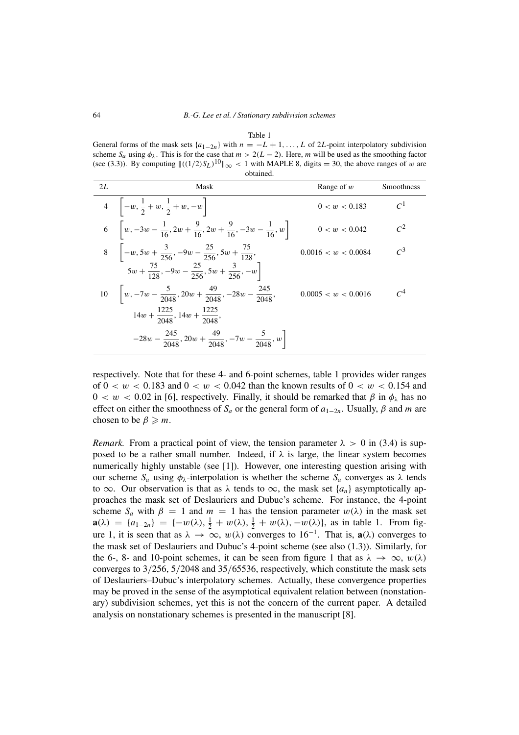Table 1

General forms of the mask sets $\{a_{1-2n}\}$ with $n = -L+1, \ldots, L$ of $2L$-point interpolatory subdivision scheme $S_a$ using $\phi_\lambda$. This is for the case that $m > 2(L-2)$. Here, $m$ will be used as the smoothing factor (see (3.3)). By computing $\|((1/2)S_L)^{10}\|_\infty < 1$ with MAPLE 8, digits = 30, the above ranges of $w$ are obtained.

| $2L$ | Mask | Range of $w$ | Smoothness |
|---|---|---|---|
| 4 | $\left[-w, \frac{1}{2}+w, \frac{1}{2}+w, -w\right]$ | $0 < w < 0.183$ | $C^1$ |
| 6 | $\left[w, -3w-\frac{1}{16}, 2w+\frac{9}{16}, 2w+\frac{9}{16}, -3w-\frac{1}{16}, w\right]$ | $0 < w < 0.042$ | $C^2$ |
| 8 | $\left[-w, 5w+\frac{3}{256}, -9w-\frac{25}{256}, 5w+\frac{75}{128}, 5w+\frac{75}{128}, -9w-\frac{25}{256}, 5w+\frac{3}{256}, -w\right]$ | $0.0016 < w < 0.0084$ | $C^3$ |
| 10 | $\left[w, -7w-\frac{5}{2048}, 20w+\frac{49}{2048}, -28w-\frac{245}{2048}, 14w+\frac{1225}{2048}, 14w+\frac{1225}{2048}, -28w-\frac{245}{2048}, 20w+\frac{49}{2048}, -7w-\frac{5}{2048}, w\right]$ | $0.0005 < w < 0.0016$ | $C^4$ |

respectively. Note that for these 4- and 6-point schemes, table 1 provides wider ranges of $0 < w < 0.183$ and $0 < w < 0.042$ than the known results of $0 < w < 0.154$ and $0 < w < 0.02$ in [6], respectively. Finally, it should be remarked that $\beta$ in $\phi_\lambda$ has no effect on either the smoothness of $S_a$ or the general form of $a_{1-2n}$. Usually, $\beta$ and $m$ are chosen to be $\beta \geqslant m$.

*Remark.* From a practical point of view, the tension parameter $\lambda > 0$ in (3.4) is supposed to be a rather small number. Indeed, if $\lambda$ is large, the linear system becomes numerically highly unstable (see [1]). However, one interesting question arising with our scheme $S_a$ using $\phi_\lambda$-interpolation is whether the scheme $S_a$ converges as $\lambda$ tends to $\infty$. Our observation is that as $\lambda$ tends to $\infty$, the mask set $\{a_n\}$ asymptotically approaches the mask set of Deslauriers and Dubuc's scheme. For instance, the 4-point scheme $S_a$ with $\beta = 1$ and $m = 1$ has the tension parameter $w(\lambda)$ in the mask set $\mathbf{a}(\lambda) = \{a_{1-2n}\} = \{-w(\lambda), \frac{1}{2}+w(\lambda), \frac{1}{2}+w(\lambda), -w(\lambda)\}$, as in table 1. From figure 1, it is seen that as $\lambda \to \infty$, $w(\lambda)$ converges to $16^{-1}$. That is, $\mathbf{a}(\lambda)$ converges to the mask set of Deslauriers and Dubuc's 4-point scheme (see also (1.3)). Similarly, for the 6-, 8- and 10-point schemes, it can be seen from figure 1 that as $\lambda \to \infty$, $w(\lambda)$ converges to $3/256$, $5/2048$ and $35/65536$, respectively, which constitute the mask sets of Deslauriers–Dubuc's interpolatory schemes. Actually, these convergence properties may be proved in the sense of the asymptotical equivalent relation between (nonstationary) subdivision schemes, yet this is not the concern of the current paper. A detailed analysis on nonstationary schemes is presented in the manuscript [8].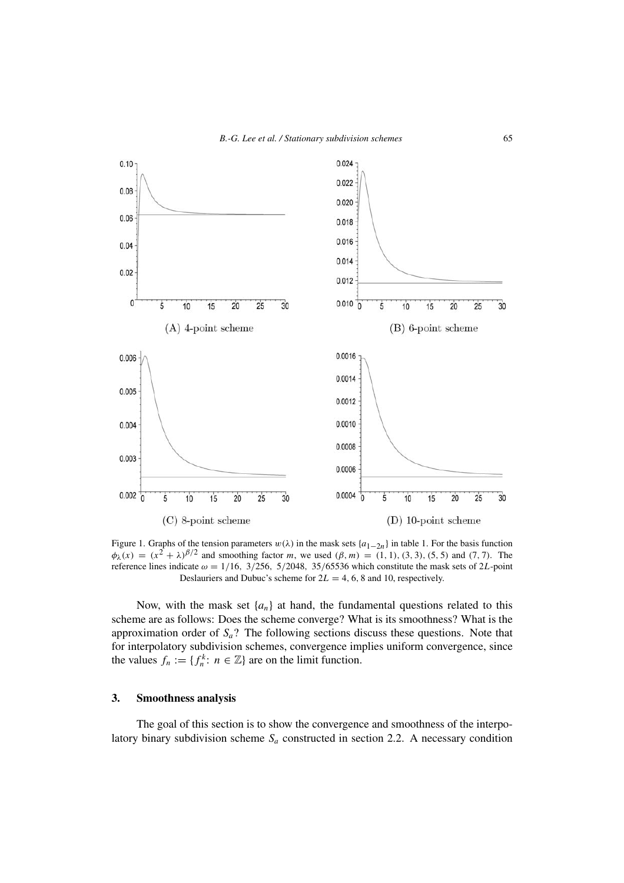Figure 1. Graphs of the tension parameters $w(\lambda)$ in the mask sets $\{a_{1-2n}\}$ in table 1. For the basis function $\phi_\lambda(x) = (x^2 + \lambda)^{\beta/2}$ and smoothing factor $m$, we used $(\beta, m) = (1, 1), (3, 3), (5, 5)$ and $(7, 7)$. The reference lines indicate $\omega = 1/16,\ 3/256,\ 5/2048,\ 35/65536$ which constitute the mask sets of $2L$-point Deslauriers and Dubuc's scheme for $2L = 4, 6, 8$ and $10$, respectively.

Now, with the mask set $\{a_n\}$ at hand, the fundamental questions related to this scheme are as follows: Does the scheme converge? What is its smoothness? What is the approximation order of $S_a$? The following sections discuss these questions. Note that for interpolatory subdivision schemes, convergence implies uniform convergence, since the values $f_n := \{f_n^k\colon n \in \mathbb{Z}\}$ are on the limit function.

## 3. Smoothness analysis

The goal of this section is to show the convergence and smoothness of the interpolatory binary subdivision scheme $S_a$ constructed in section 2.2. A necessary condition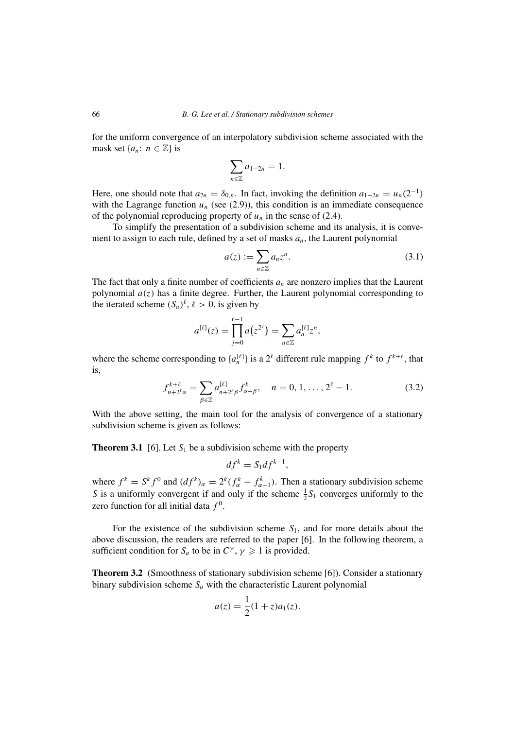for the uniform convergence of an interpolatory subdivision scheme associated with the mask set $\{a_n\colon n \in \mathbb{Z}\}$ is

$$\sum_{n\in\mathbb{Z}} a_{1-2n} = 1.$$

Here, one should note that $a_{2n} = \delta_{0,n}$. In fact, invoking the definition $a_{1-2n} = u_n(2^{-1})$ with the Lagrange function $u_n$ (see (2.9)), this condition is an immediate consequence of the polynomial reproducing property of $u_n$ in the sense of (2.4).

To simplify the presentation of a subdivision scheme and its analysis, it is convenient to assign to each rule, defined by a set of masks $a_n$, the Laurent polynomial

$$a(z) := \sum_{n\in\mathbb{Z}} a_n z^n. \tag{3.1}$$

The fact that only a finite number of coefficients $a_n$ are nonzero implies that the Laurent polynomial $a(z)$ has a finite degree. Further, the Laurent polynomial corresponding to the iterated scheme $(S_a)^\ell$, $\ell > 0$, is given by

$$a^{[\ell]}(z) = \prod_{j=0}^{\ell-1} a\big(z^{2^j}\big) = \sum_{n\in\mathbb{Z}} a_n^{[\ell]} z^n,$$

where the scheme corresponding to $\{a_n^{[\ell]}\}$ is a $2^\ell$ different rule mapping $f^k$ to $f^{k+\ell}$, that is,

$$f^{k+\ell}_{n+2^\ell\alpha} = \sum_{\beta\in\mathbb{Z}} a^{[\ell]}_{n+2^\ell\beta} f^k_{\alpha-\beta}, \quad n = 0, 1, \ldots, 2^\ell - 1. \tag{3.2}$$

With the above setting, the main tool for the analysis of convergence of a stationary subdivision scheme is given as follows:

**Theorem 3.1** [6]. Let $S_1$ be a subdivision scheme with the property

$$df^k = S_1 df^{k-1},$$

where $f^k = S^k f^0$ and $(df^k)_\alpha = 2^k(f^k_\alpha - f^k_{\alpha-1})$. Then a stationary subdivision scheme $S$ is a uniformly convergent if and only if the scheme $\frac{1}{2}S_1$ converges uniformly to the zero function for all initial data $f^0$.

For the existence of the subdivision scheme $S_1$, and for more details about the above discussion, the readers are referred to the paper [6]. In the following theorem, a sufficient condition for $S_a$ to be in $C^\gamma$, $\gamma \geqslant 1$ is provided.

**Theorem 3.2** (Smoothness of stationary subdivision scheme [6]). Consider a stationary binary subdivision scheme $S_a$ with the characteristic Laurent polynomial

$$a(z) = \frac{1}{2}(1+z)a_1(z).$$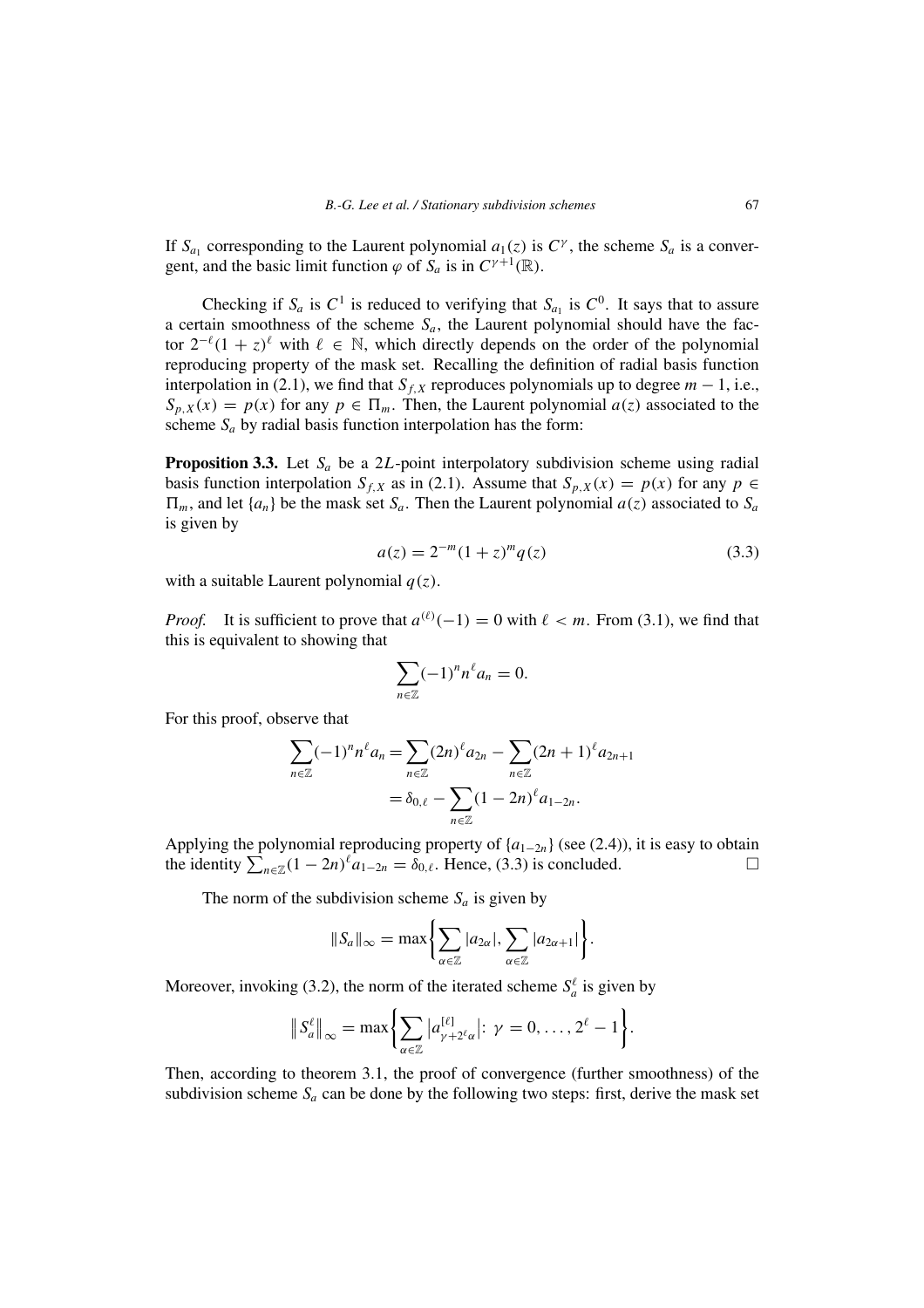If $S_{a_1}$ corresponding to the Laurent polynomial $a_1(z)$ is $C^\gamma$, the scheme $S_a$ is a convergent, and the basic limit function $\varphi$ of $S_a$ is in $C^{\gamma+1}(\mathbb{R})$.

Checking if $S_a$ is $C^1$ is reduced to verifying that $S_{a_1}$ is $C^0$. It says that to assure a certain smoothness of the scheme $S_a$, the Laurent polynomial should have the factor $2^{-\ell}(1+z)^\ell$ with $\ell \in \mathbb{N}$, which directly depends on the order of the polynomial reproducing property of the mask set. Recalling the definition of radial basis function interpolation in (2.1), we find that $S_{f,X}$ reproduces polynomials up to degree $m-1$, i.e., $S_{p,X}(x) = p(x)$ for any $p \in \Pi_m$. Then, the Laurent polynomial $a(z)$ associated to the scheme $S_a$ by radial basis function interpolation has the form:

**Proposition 3.3.** Let $S_a$ be a $2L$-point interpolatory subdivision scheme using radial basis function interpolation $S_{f,X}$ as in (2.1). Assume that $S_{p,X}(x) = p(x)$ for any $p \in \Pi_m$, and let $\{a_n\}$ be the mask set $S_a$. Then the Laurent polynomial $a(z)$ associated to $S_a$ is given by

$$a(z) = 2^{-m}(1+z)^m q(z) \tag{3.3}$$

with a suitable Laurent polynomial $q(z)$.

*Proof.* It is sufficient to prove that $a^{(\ell)}(-1) = 0$ with $\ell < m$. From (3.1), we find that this is equivalent to showing that

$$\sum_{n\in\mathbb{Z}} (-1)^n n^\ell a_n = 0.$$

For this proof, observe that

$$\begin{aligned}\sum_{n\in\mathbb{Z}} (-1)^n n^\ell a_n &= \sum_{n\in\mathbb{Z}} (2n)^\ell a_{2n} - \sum_{n\in\mathbb{Z}} (2n+1)^\ell a_{2n+1} \\ &= \delta_{0,\ell} - \sum_{n\in\mathbb{Z}} (1-2n)^\ell a_{1-2n}.\end{aligned}$$

Applying the polynomial reproducing property of $\{a_{1-2n}\}$ (see (2.4)), it is easy to obtain the identity $\sum_{n\in\mathbb{Z}} (1-2n)^\ell a_{1-2n} = \delta_{0,\ell}$. Hence, (3.3) is concluded. $\square$

The norm of the subdivision scheme $S_a$ is given by

$$\|S_a\|_\infty = \max\left\{\sum_{\alpha\in\mathbb{Z}} |a_{2\alpha}|, \sum_{\alpha\in\mathbb{Z}} |a_{2\alpha+1}|\right\}.$$

Moreover, invoking (3.2), the norm of the iterated scheme $S_a^\ell$ is given by

$$\left\|S_a^\ell\right\|_\infty = \max\left\{\sum_{\alpha\in\mathbb{Z}} \left|a^{[\ell]}_{\gamma+2^\ell\alpha}\right| : \gamma = 0, \ldots, 2^\ell - 1\right\}.$$

Then, according to theorem 3.1, the proof of convergence (further smoothness) of the subdivision scheme $S_a$ can be done by the following two steps: first, derive the mask set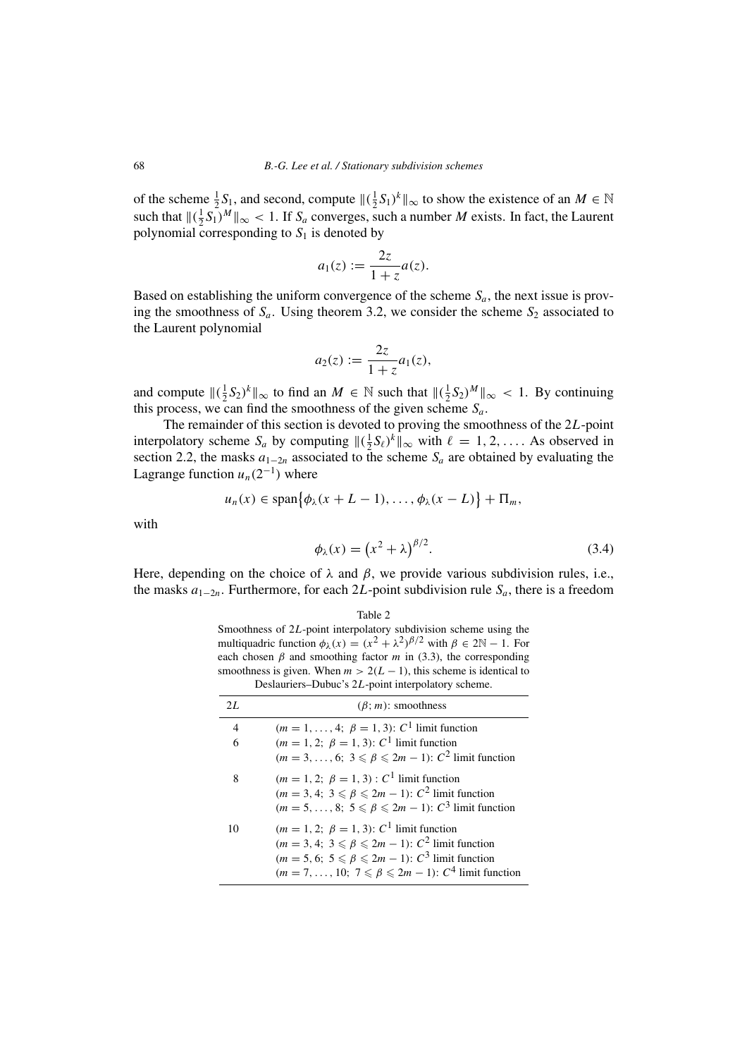of the scheme $\frac{1}{2}S_1$, and second, compute $\|(\frac{1}{2}S_1)^k\|_\infty$ to show the existence of an $M \in \mathbb{N}$ such that $\|(\frac{1}{2}S_1)^M\|_\infty < 1$. If $S_a$ converges, such a number $M$ exists. In fact, the Laurent polynomial corresponding to $S_1$ is denoted by

$$a_1(z) := \frac{2z}{1+z}a(z).$$

Based on establishing the uniform convergence of the scheme $S_a$, the next issue is proving the smoothness of $S_a$. Using theorem 3.2, we consider the scheme $S_2$ associated to the Laurent polynomial

$$a_2(z) := \frac{2z}{1+z}a_1(z),$$

and compute $\|(\frac{1}{2}S_2)^k\|_\infty$ to find an $M \in \mathbb{N}$ such that $\|(\frac{1}{2}S_2)^M\|_\infty < 1$. By continuing this process, we can find the smoothness of the given scheme $S_a$.

The remainder of this section is devoted to proving the smoothness of the $2L$-point interpolatory scheme $S_a$ by computing $\|(\frac{1}{2}S_\ell)^k\|_\infty$ with $\ell = 1, 2, \ldots$. As observed in section 2.2, the masks $a_{1-2n}$ associated to the scheme $S_a$ are obtained by evaluating the Lagrange function $u_n(2^{-1})$ where

$$u_n(x) \in \operatorname{span}\{\phi_\lambda(x + L - 1), \ldots, \phi_\lambda(x - L)\} + \Pi_m,$$

with

$$\phi_\lambda(x) = (x^2 + \lambda)^{\beta/2}. \tag{3.4}$$

Here, depending on the choice of $\lambda$ and $\beta$, we provide various subdivision rules, i.e., the masks $a_{1-2n}$. Furthermore, for each $2L$-point subdivision rule $S_a$, there is a freedom

Table 2

Smoothness of $2L$-point interpolatory subdivision scheme using the multiquadric function $\phi_\lambda(x) = (x^2 + \lambda^2)^{\beta/2}$ with $\beta \in 2\mathbb{N} - 1$. For each chosen $\beta$ and smoothing factor $m$ in (3.3), the corresponding smoothness is given. When $m > 2(L-1)$, this scheme is identical to Deslauriers–Dubuc's $2L$-point interpolatory scheme.

| $2L$ | $(\beta; m)$: smoothness |
|---|---|
| 4 | $(m = 1, \ldots, 4;\ \beta = 1, 3)$: $C^1$ limit function |
| 6 | $(m = 1, 2;\ \beta = 1, 3)$: $C^1$ limit function |
| | $(m = 3, \ldots, 6;\ 3 \leqslant \beta \leqslant 2m - 1)$: $C^2$ limit function |
| 8 | $(m = 1, 2;\ \beta = 1, 3)$ : $C^1$ limit function |
| | $(m = 3, 4;\ 3 \leqslant \beta \leqslant 2m - 1)$: $C^2$ limit function |
| | $(m = 5, \ldots, 8;\ 5 \leqslant \beta \leqslant 2m - 1)$: $C^3$ limit function |
| 10 | $(m = 1, 2;\ \beta = 1, 3)$: $C^1$ limit function |
| | $(m = 3, 4;\ 3 \leqslant \beta \leqslant 2m - 1)$: $C^2$ limit function |
| | $(m = 5, 6;\ 5 \leqslant \beta \leqslant 2m - 1)$: $C^3$ limit function |
| | $(m = 7, \ldots, 10;\ 7 \leqslant \beta \leqslant 2m - 1)$: $C^4$ limit function |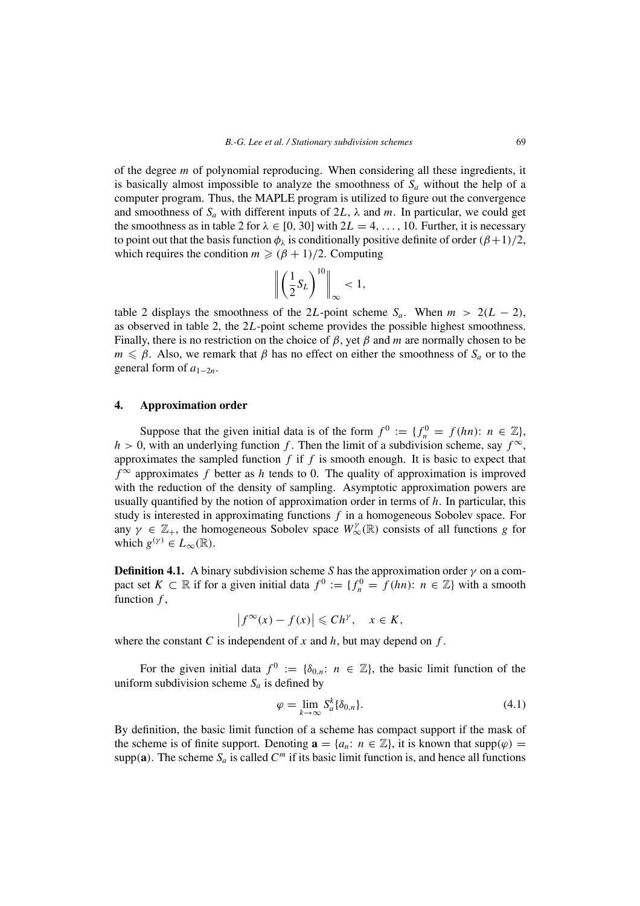of the degree $m$ of polynomial reproducing. When considering all these ingredients, it is basically almost impossible to analyze the smoothness of $S_a$ without the help of a computer program. Thus, the MAPLE program is utilized to figure out the convergence and smoothness of $S_a$ with different inputs of $2L$, $\lambda$ and $m$. In particular, we could get the smoothness as in table 2 for $\lambda \in [0, 30]$ with $2L = 4, \ldots, 10$. Further, it is necessary to point out that the basis function $\phi_\lambda$ is conditionally positive definite of order $(\beta+1)/2$, which requires the condition $m \geqslant (\beta + 1)/2$. Computing

$$\left\| \left( \frac{1}{2} S_L \right)^{10} \right\|_\infty < 1,$$

table 2 displays the smoothness of the $2L$-point scheme $S_a$. When $m > 2(L - 2)$, as observed in table 2, the $2L$-point scheme provides the possible highest smoothness. Finally, there is no restriction on the choice of $\beta$, yet $\beta$ and $m$ are normally chosen to be $m \leqslant \beta$. Also, we remark that $\beta$ has no effect on either the smoothness of $S_a$ or to the general form of $a_{1-2n}$.

## 4. Approximation order

Suppose that the given initial data is of the form $f^0 := \{f_n^0 = f(hn) \colon n \in \mathbb{Z}\}$, $h > 0$, with an underlying function $f$. Then the limit of a subdivision scheme, say $f^\infty$, approximates the sampled function $f$ if $f$ is smooth enough. It is basic to expect that $f^\infty$ approximates $f$ better as $h$ tends to 0. The quality of approximation is improved with the reduction of the density of sampling. Asymptotic approximation powers are usually quantified by the notion of approximation order in terms of $h$. In particular, this study is interested in approximating functions $f$ in a homogeneous Sobolev space. For any $\gamma \in \mathbb{Z}_+$, the homogeneous Sobolev space $W_\infty^\gamma(\mathbb{R})$ consists of all functions $g$ for which $g^{(\gamma)} \in L_\infty(\mathbb{R})$.

**Definition 4.1.** A binary subdivision scheme $S$ has the approximation order $\gamma$ on a compact set $K \subset \mathbb{R}$ if for a given initial data $f^0 := \{f_n^0 = f(hn) \colon n \in \mathbb{Z}\}$ with a smooth function $f$,

$$\left| f^\infty(x) - f(x) \right| \leqslant C h^\gamma, \quad x \in K,$$

where the constant $C$ is independent of $x$ and $h$, but may depend on $f$.

For the given initial data $f^0 := \{\delta_{0,n} \colon n \in \mathbb{Z}\}$, the basic limit function of the uniform subdivision scheme $S_a$ is defined by

$$\varphi = \lim_{k \to \infty} S_a^k \{\delta_{0,n}\}. \tag{4.1}$$

By definition, the basic limit function of a scheme has compact support if the mask of the scheme is of finite support. Denoting $\mathbf{a} = \{a_n \colon n \in \mathbb{Z}\}$, it is known that $\mathrm{supp}(\varphi) = \mathrm{supp}(\mathbf{a})$. The scheme $S_a$ is called $C^m$ if its basic limit function is, and hence all functions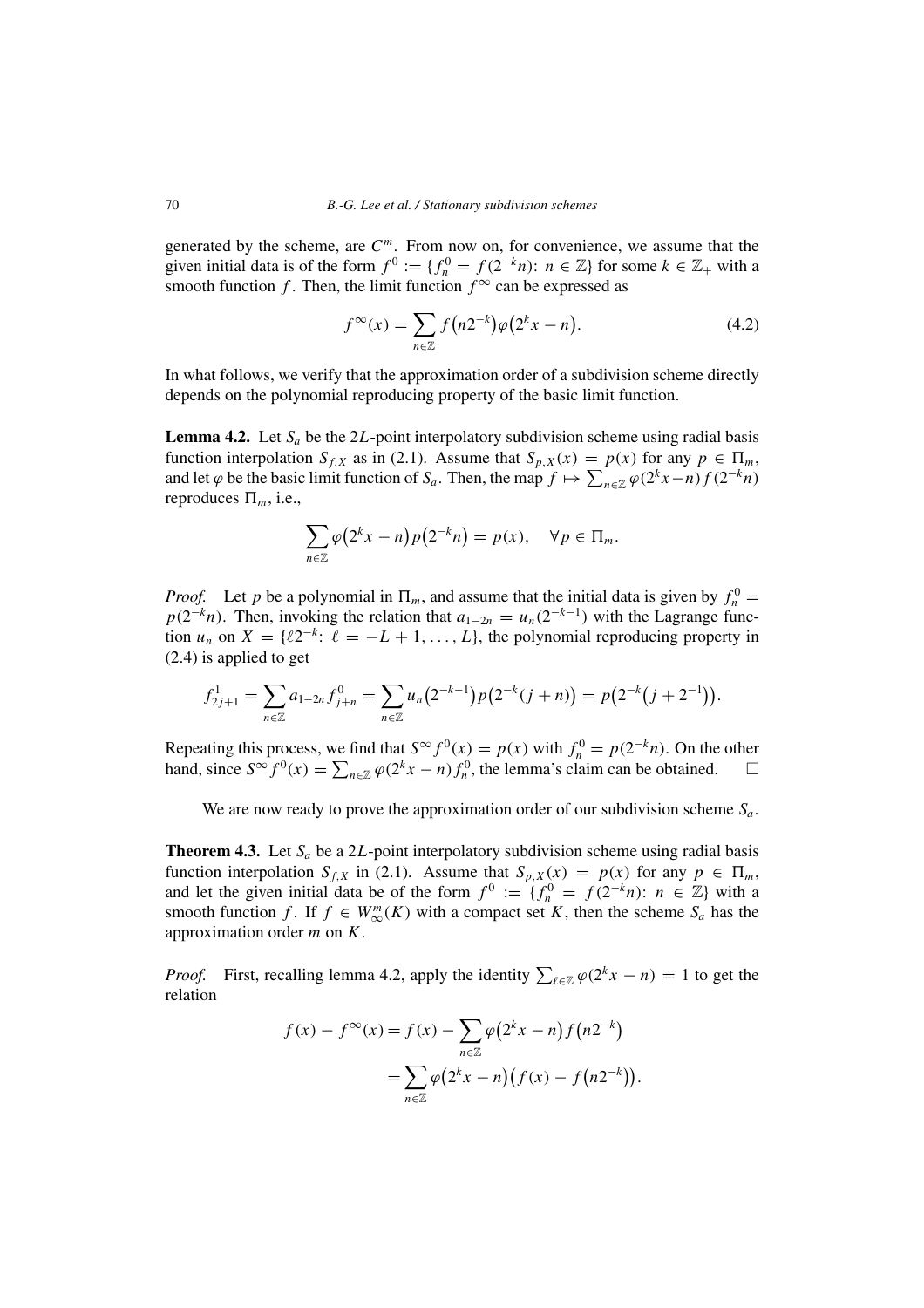generated by the scheme, are $C^m$. From now on, for convenience, we assume that the given initial data is of the form $f^0 := \{f_n^0 = f(2^{-k}n)\colon n \in \mathbb{Z}\}$ for some $k \in \mathbb{Z}_+$ with a smooth function $f$. Then, the limit function $f^\infty$ can be expressed as

$$f^\infty(x) = \sum_{n\in\mathbb{Z}} f\big(n2^{-k}\big)\varphi\big(2^k x - n\big). \tag{4.2}$$

In what follows, we verify that the approximation order of a subdivision scheme directly depends on the polynomial reproducing property of the basic limit function.

**Lemma 4.2.** Let $S_a$ be the $2L$-point interpolatory subdivision scheme using radial basis function interpolation $S_{f,X}$ as in (2.1). Assume that $S_{p,X}(x) = p(x)$ for any $p \in \Pi_m$, and let $\varphi$ be the basic limit function of $S_a$. Then, the map $f \mapsto \sum_{n\in\mathbb{Z}} \varphi(2^k x - n) f(2^{-k}n)$ reproduces $\Pi_m$, i.e.,

$$\sum_{n\in\mathbb{Z}} \varphi\big(2^k x - n\big)p\big(2^{-k}n\big) = p(x), \quad \forall p \in \Pi_m.$$

*Proof.* Let $p$ be a polynomial in $\Pi_m$, and assume that the initial data is given by $f_n^0 = p(2^{-k}n)$. Then, invoking the relation that $a_{1-2n} = u_n(2^{-k-1})$ with the Lagrange function $u_n$ on $X = \{\ell 2^{-k}\colon \ell = -L+1, \ldots, L\}$, the polynomial reproducing property in (2.4) is applied to get

$$f_{2j+1}^1 = \sum_{n\in\mathbb{Z}} a_{1-2n} f_{j+n}^0 = \sum_{n\in\mathbb{Z}} u_n\big(2^{-k-1}\big)p\big(2^{-k}(j+n)\big) = p\big(2^{-k}\big(j + 2^{-1}\big)\big).$$

Repeating this process, we find that $S^\infty f^0(x) = p(x)$ with $f_n^0 = p(2^{-k}n)$. On the other hand, since $S^\infty f^0(x) = \sum_{n\in\mathbb{Z}} \varphi(2^k x - n) f_n^0$, the lemma's claim can be obtained. $\square$

We are now ready to prove the approximation order of our subdivision scheme $S_a$.

**Theorem 4.3.** Let $S_a$ be a $2L$-point interpolatory subdivision scheme using radial basis function interpolation $S_{f,X}$ in (2.1). Assume that $S_{p,X}(x) = p(x)$ for any $p \in \Pi_m$, and let the given initial data be of the form $f^0 := \{f_n^0 = f(2^{-k}n)\colon n \in \mathbb{Z}\}$ with a smooth function $f$. If $f \in W_\infty^m(K)$ with a compact set $K$, then the scheme $S_a$ has the approximation order $m$ on $K$.

*Proof.* First, recalling lemma 4.2, apply the identity $\sum_{\ell\in\mathbb{Z}} \varphi(2^k x - n) = 1$ to get the relation

$$\begin{aligned}
f(x) - f^\infty(x) &= f(x) - \sum_{n\in\mathbb{Z}} \varphi\big(2^k x - n\big) f\big(n2^{-k}\big) \\
&= \sum_{n\in\mathbb{Z}} \varphi\big(2^k x - n\big)\big(f(x) - f\big(n2^{-k}\big)\big).
\end{aligned}$$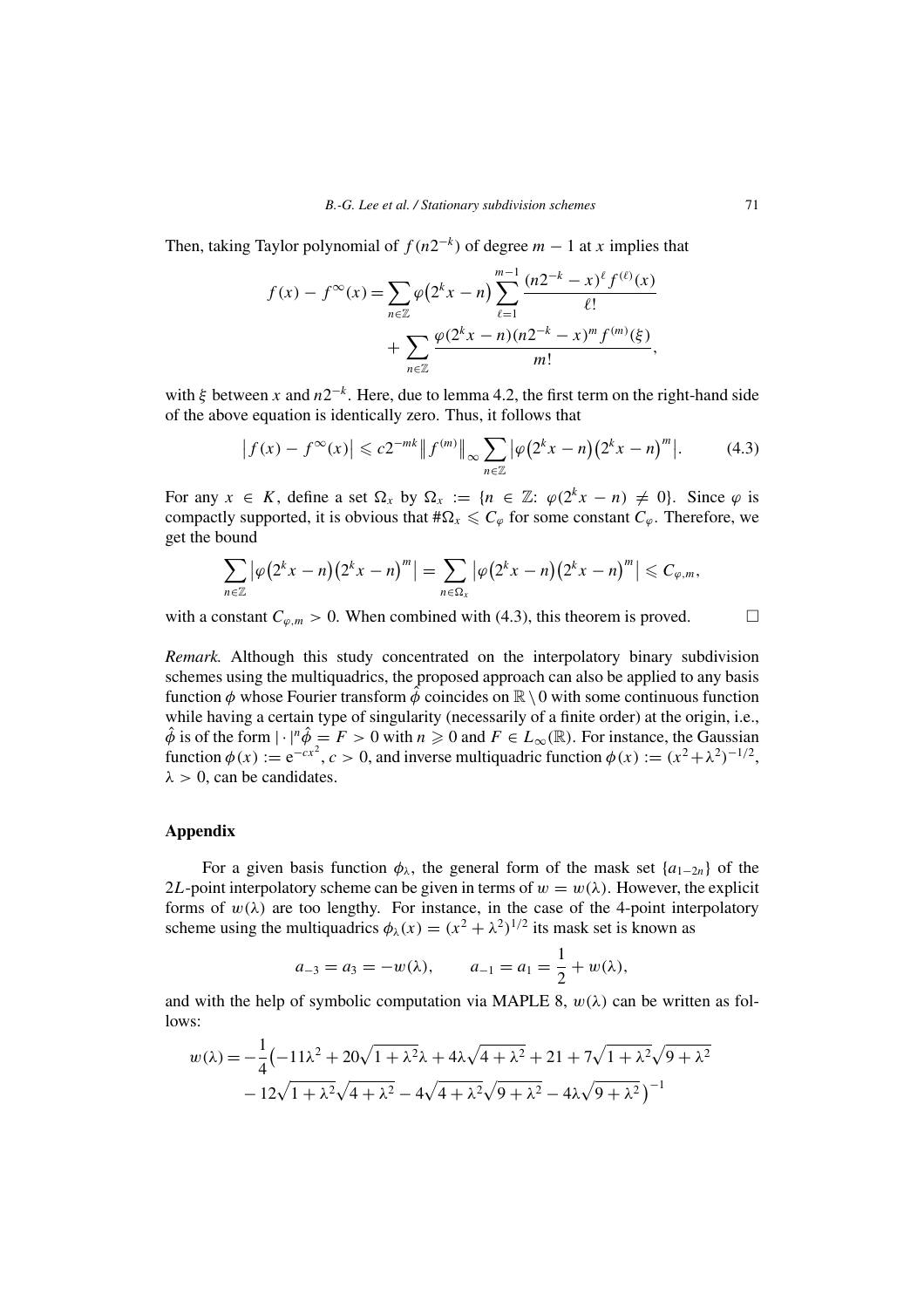Then, taking Taylor polynomial of $f(n2^{-k})$ of degree $m-1$ at $x$ implies that

$$
\begin{aligned}
f(x) - f^{\infty}(x) = \sum_{n\in\mathbb{Z}} \varphi\big(2^k x - n\big) \sum_{\ell=1}^{m-1} \frac{(n2^{-k} - x)^{\ell} f^{(\ell)}(x)}{\ell!} \\
+ \sum_{n\in\mathbb{Z}} \frac{\varphi(2^k x - n)(n2^{-k} - x)^m f^{(m)}(\xi)}{m!},
\end{aligned}
$$

with $\xi$ between $x$ and $n2^{-k}$. Here, due to lemma 4.2, the first term on the right-hand side of the above equation is identically zero. Thus, it follows that

$$
\big|f(x) - f^{\infty}(x)\big| \leqslant c2^{-mk} \big\| f^{(m)}\big\|_{\infty} \sum_{n\in\mathbb{Z}} \big|\varphi\big(2^k x - n\big)\big(2^k x - n\big)^m\big|. \tag{4.3}
$$

For any $x \in K$, define a set $\Omega_x$ by $\Omega_x := \{n \in \mathbb{Z}\colon \varphi(2^k x - n) \neq 0\}$. Since $\varphi$ is compactly supported, it is obvious that $\#\Omega_x \leqslant C_{\varphi}$ for some constant $C_{\varphi}$. Therefore, we get the bound

$$
\sum_{n\in\mathbb{Z}} \big|\varphi\big(2^k x - n\big)\big(2^k x - n\big)^m\big| = \sum_{n\in\Omega_x} \big|\varphi\big(2^k x - n\big)\big(2^k x - n\big)^m\big| \leqslant C_{\varphi,m},
$$

with a constant $C_{\varphi,m} > 0$. When combined with (4.3), this theorem is proved. $\square$

*Remark.* Although this study concentrated on the interpolatory binary subdivision schemes using the multiquadrics, the proposed approach can also be applied to any basis function $\phi$ whose Fourier transform $\hat{\phi}$ coincides on $\mathbb{R}\setminus 0$ with some continuous function while having a certain type of singularity (necessarily of a finite order) at the origin, i.e., $\hat{\phi}$ is of the form $|\cdot|^n \hat{\phi} = F > 0$ with $n \geqslant 0$ and $F \in L_{\infty}(\mathbb{R})$. For instance, the Gaussian function $\phi(x) := \mathrm{e}^{-cx^2}$, $c > 0$, and inverse multiquadric function $\phi(x) := (x^2 + \lambda^2)^{-1/2}$, $\lambda > 0$, can be candidates.

## Appendix

For a given basis function $\phi_{\lambda}$, the general form of the mask set $\{a_{1-2n}\}$ of the $2L$-point interpolatory scheme can be given in terms of $w = w(\lambda)$. However, the explicit forms of $w(\lambda)$ are too lengthy. For instance, in the case of the 4-point interpolatory scheme using the multiquadrics $\phi_{\lambda}(x) = (x^2 + \lambda^2)^{1/2}$ its mask set is known as

$$
a_{-3} = a_3 = -w(\lambda), \qquad a_{-1} = a_1 = \frac{1}{2} + w(\lambda),
$$

and with the help of symbolic computation via MAPLE 8, $w(\lambda)$ can be written as follows:

$$
\begin{aligned}
w(\lambda) = -\frac{1}{4}\big(&-11\lambda^2 + 20\sqrt{1+\lambda^2}\lambda + 4\lambda\sqrt{4+\lambda^2} + 21 + 7\sqrt{1+\lambda^2}\sqrt{9+\lambda^2} \\
&- 12\sqrt{1+\lambda^2}\sqrt{4+\lambda^2} - 4\sqrt{4+\lambda^2}\sqrt{9+\lambda^2} - 4\lambda\sqrt{9+\lambda^2}\big)^{-1}
\end{aligned}
$$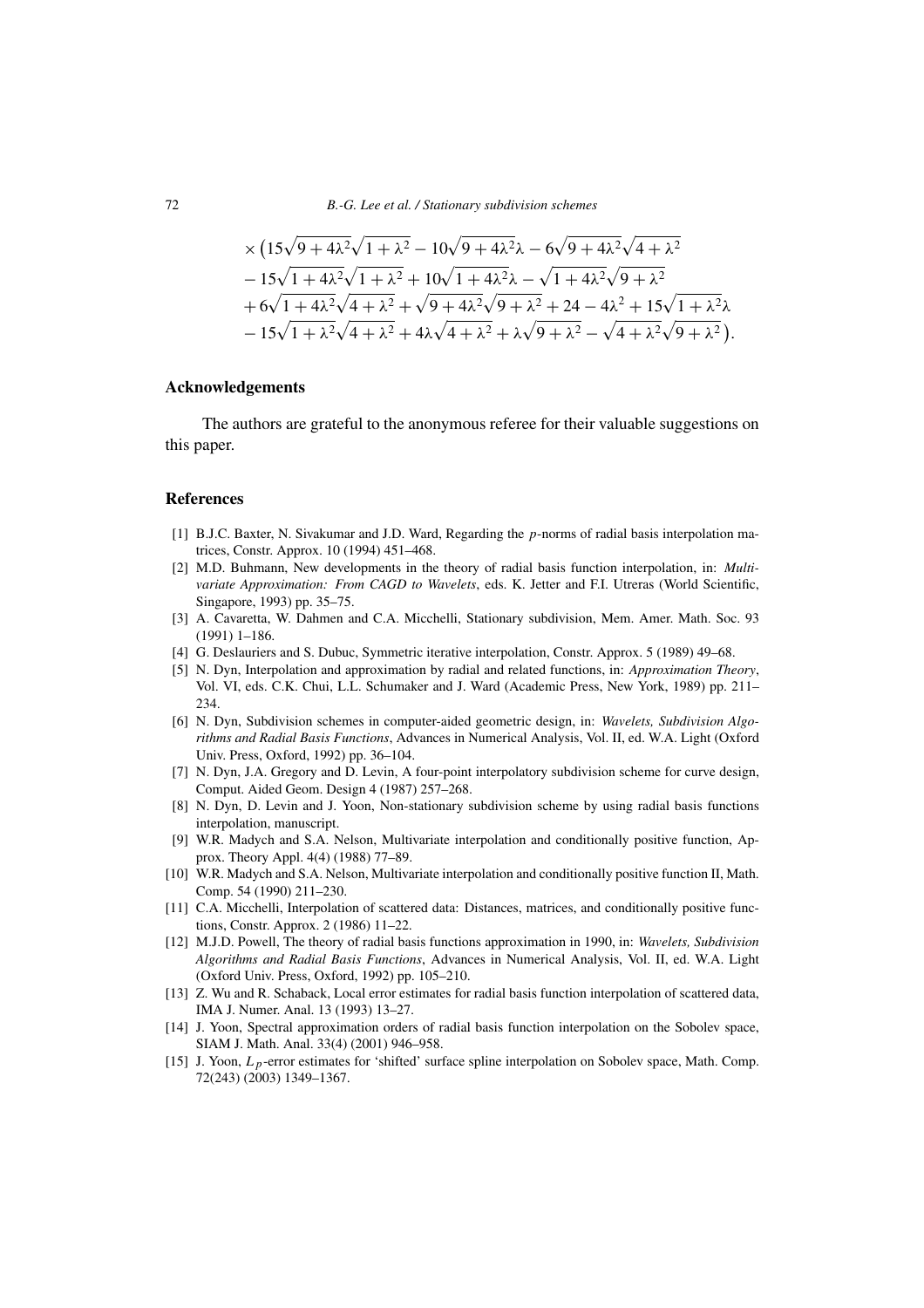$$
\begin{aligned}
&\times \big(15\sqrt{9+4\lambda^2}\sqrt{1+\lambda^2} - 10\sqrt{9+4\lambda^2}\lambda - 6\sqrt{9+4\lambda^2}\sqrt{4+\lambda^2} \\
&- 15\sqrt{1+4\lambda^2}\sqrt{1+\lambda^2} + 10\sqrt{1+4\lambda^2}\lambda - \sqrt{1+4\lambda^2}\sqrt{9+\lambda^2} \\
&+ 6\sqrt{1+4\lambda^2}\sqrt{4+\lambda^2} + \sqrt{9+4\lambda^2}\sqrt{9+\lambda^2} + 24 - 4\lambda^2 + 15\sqrt{1+\lambda^2}\lambda \\
&- 15\sqrt{1+\lambda^2}\sqrt{4+\lambda^2} + 4\lambda\sqrt{4+\lambda^2} + \lambda\sqrt{9+\lambda^2} - \sqrt{4+\lambda^2}\sqrt{9+\lambda^2}\big).
\end{aligned}
$$

## Acknowledgements

The authors are grateful to the anonymous referee for their valuable suggestions on this paper.

## References

[1] B.J.C. Baxter, N. Sivakumar and J.D. Ward, Regarding the $p$-norms of radial basis interpolation matrices, Constr. Approx. 10 (1994) 451–468.

[2] M.D. Buhmann, New developments in the theory of radial basis function interpolation, in: *Multivariate Approximation: From CAGD to Wavelets*, eds. K. Jetter and F.I. Utreras (World Scientific, Singapore, 1993) pp. 35–75.

[3] A. Cavaretta, W. Dahmen and C.A. Micchelli, Stationary subdivision, Mem. Amer. Math. Soc. 93 (1991) 1–186.

[4] G. Deslauriers and S. Dubuc, Symmetric iterative interpolation, Constr. Approx. 5 (1989) 49–68.

[5] N. Dyn, Interpolation and approximation by radial and related functions, in: *Approximation Theory*, Vol. VI, eds. C.K. Chui, L.L. Schumaker and J. Ward (Academic Press, New York, 1989) pp. 211–234.

[6] N. Dyn, Subdivision schemes in computer-aided geometric design, in: *Wavelets, Subdivision Algorithms and Radial Basis Functions*, Advances in Numerical Analysis, Vol. II, ed. W.A. Light (Oxford Univ. Press, Oxford, 1992) pp. 36–104.

[7] N. Dyn, J.A. Gregory and D. Levin, A four-point interpolatory subdivision scheme for curve design, Comput. Aided Geom. Design 4 (1987) 257–268.

[8] N. Dyn, D. Levin and J. Yoon, Non-stationary subdivision scheme by using radial basis functions interpolation, manuscript.

[9] W.R. Madych and S.A. Nelson, Multivariate interpolation and conditionally positive function, Approx. Theory Appl. 4(4) (1988) 77–89.

[10] W.R. Madych and S.A. Nelson, Multivariate interpolation and conditionally positive function II, Math. Comp. 54 (1990) 211–230.

[11] C.A. Micchelli, Interpolation of scattered data: Distances, matrices, and conditionally positive functions, Constr. Approx. 2 (1986) 11–22.

[12] M.J.D. Powell, The theory of radial basis functions approximation in 1990, in: *Wavelets, Subdivision Algorithms and Radial Basis Functions*, Advances in Numerical Analysis, Vol. II, ed. W.A. Light (Oxford Univ. Press, Oxford, 1992) pp. 105–210.

[13] Z. Wu and R. Schaback, Local error estimates for radial basis function interpolation of scattered data, IMA J. Numer. Anal. 13 (1993) 13–27.

[14] J. Yoon, Spectral approximation orders of radial basis function interpolation on the Sobolev space, SIAM J. Math. Anal. 33(4) (2001) 946–958.

[15] J. Yoon, $L_p$-error estimates for 'shifted' surface spline interpolation on Sobolev space, Math. Comp. 72(243) (2003) 1349–1367.